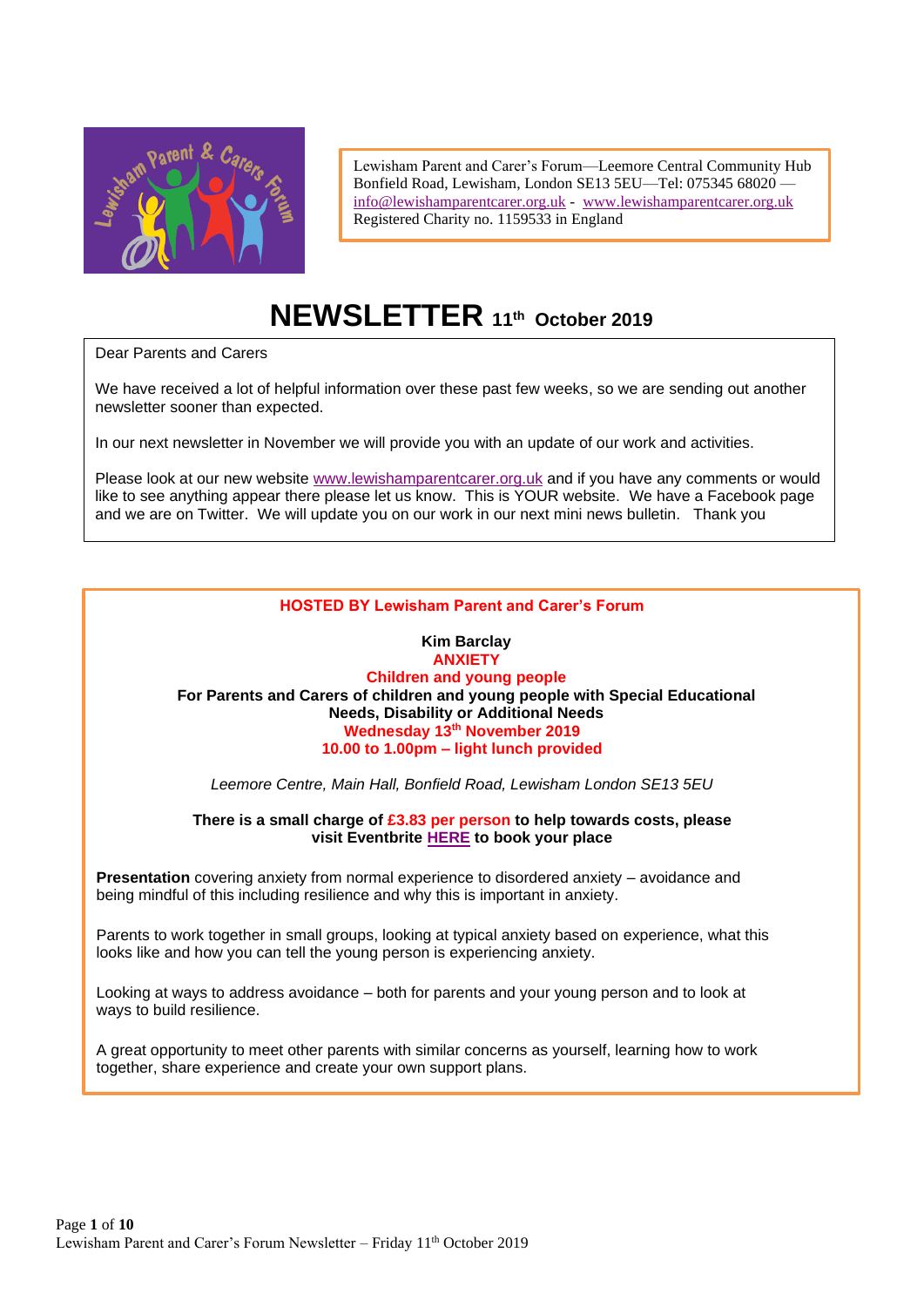Lewisham Parent and Carer's Forum—Leemore Central Community Hub
Bonfield Road, Lewisham, London SE13 5EU—Tel: 075345 68020 —
info@lewishamparentcarer.org.uk - www.lewishamparentcarer.org.uk
Registered Charity no. 1159533 in England

# NEWSLETTER 11th October 2019

Dear Parents and Carers

We have received a lot of helpful information over these past few weeks, so we are sending out another newsletter sooner than expected.

In our next newsletter in November we will provide you with an update of our work and activities.

Please look at our new website www.lewishamparentcarer.org.uk and if you have any comments or would like to see anything appear there please let us know. This is YOUR website. We have a Facebook page and we are on Twitter. We will update you on our work in our next mini news bulletin. Thank you

**HOSTED BY Lewisham Parent and Carer's Forum**

**Kim Barclay**
**ANXIETY**
**Children and young people**
**For Parents and Carers of children and young people with Special Educational Needs, Disability or Additional Needs**
**Wednesday 13th November 2019**
**10.00 to 1.00pm – light lunch provided**

*Leemore Centre, Main Hall, Bonfield Road, Lewisham London SE13 5EU*

**There is a small charge of £3.83 per person to help towards costs, please visit Eventbrite HERE to book your place**

**Presentation** covering anxiety from normal experience to disordered anxiety – avoidance and being mindful of this including resilience and why this is important in anxiety.

Parents to work together in small groups, looking at typical anxiety based on experience, what this looks like and how you can tell the young person is experiencing anxiety.

Looking at ways to address avoidance – both for parents and your young person and to look at ways to build resilience.

A great opportunity to meet other parents with similar concerns as yourself, learning how to work together, share experience and create your own support plans.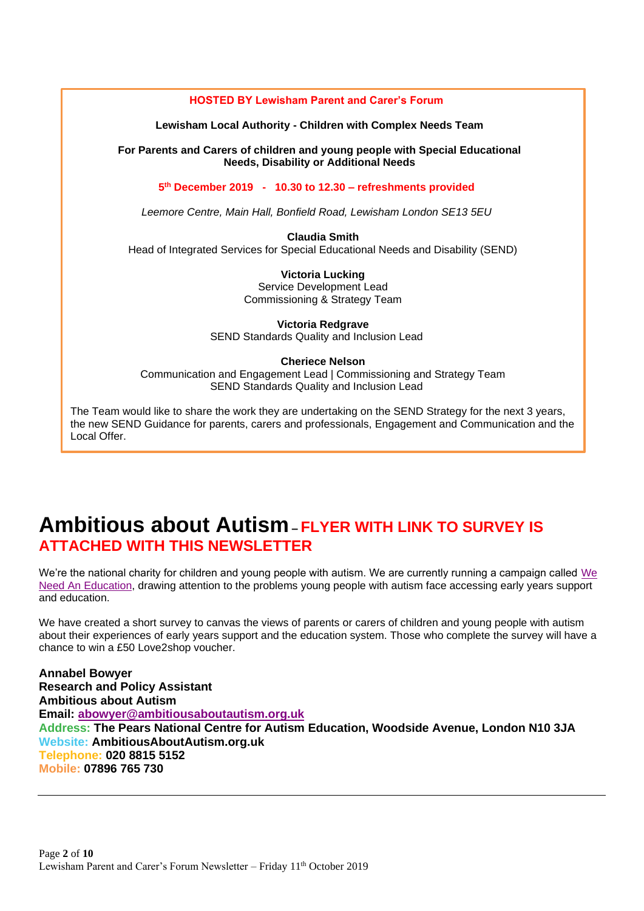**HOSTED BY Lewisham Parent and Carer's Forum**

**Lewisham Local Authority - Children with Complex Needs Team**

**For Parents and Carers of children and young people with Special Educational Needs, Disability or Additional Needs**

**5th December 2019 - 10.30 to 12.30 – refreshments provided**

*Leemore Centre, Main Hall, Bonfield Road, Lewisham London SE13 5EU*

**Claudia Smith**
Head of Integrated Services for Special Educational Needs and Disability (SEND)

**Victoria Lucking**
Service Development Lead
Commissioning & Strategy Team

**Victoria Redgrave**
SEND Standards Quality and Inclusion Lead

**Cheriece Nelson**
Communication and Engagement Lead | Commissioning and Strategy Team
SEND Standards Quality and Inclusion Lead

The Team would like to share the work they are undertaking on the SEND Strategy for the next 3 years, the new SEND Guidance for parents, carers and professionals, Engagement and Communication and the Local Offer.

# Ambitious about Autism – FLYER WITH LINK TO SURVEY IS ATTACHED WITH THIS NEWSLETTER

We're the national charity for children and young people with autism. We are currently running a campaign called We Need An Education, drawing attention to the problems young people with autism face accessing early years support and education.

We have created a short survey to canvas the views of parents or carers of children and young people with autism about their experiences of early years support and the education system. Those who complete the survey will have a chance to win a £50 Love2shop voucher.

**Annabel Bowyer**
**Research and Policy Assistant**
**Ambitious about Autism**
**Email: abowyer@ambitiousaboutautism.org.uk**
**Address: The Pears National Centre for Autism Education, Woodside Avenue, London N10 3JA**
**Website: AmbitiousAboutAutism.org.uk**
**Telephone: 020 8815 5152**
**Mobile: 07896 765 730**

---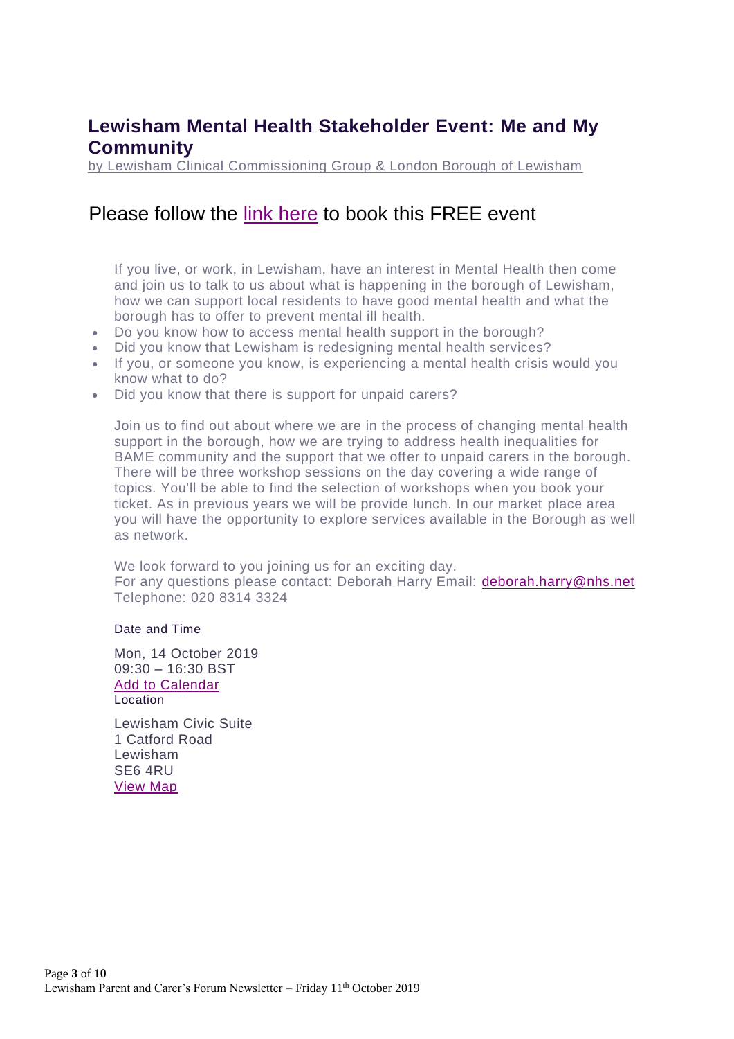## Lewisham Mental Health Stakeholder Event: Me and My Community

by Lewisham Clinical Commissioning Group & London Borough of Lewisham

Please follow the link here to book this FREE event

If you live, or work, in Lewisham, have an interest in Mental Health then come and join us to talk to us about what is happening in the borough of Lewisham, how we can support local residents to have good mental health and what the borough has to offer to prevent mental ill health.

- Do you know how to access mental health support in the borough?
- Did you know that Lewisham is redesigning mental health services?
- If you, or someone you know, is experiencing a mental health crisis would you know what to do?
- Did you know that there is support for unpaid carers?

Join us to find out about where we are in the process of changing mental health support in the borough, how we are trying to address health inequalities for BAME community and the support that we offer to unpaid carers in the borough. There will be three workshop sessions on the day covering a wide range of topics. You'll be able to find the selection of workshops when you book your ticket. As in previous years we will be provide lunch. In our market place area you will have the opportunity to explore services available in the Borough as well as network.

We look forward to you joining us for an exciting day.
For any questions please contact: Deborah Harry Email: deborah.harry@nhs.net
Telephone: 020 8314 3324

Date and Time

Mon, 14 October 2019
09:30 – 16:30 BST
Add to Calendar
Location

Lewisham Civic Suite
1 Catford Road
Lewisham
SE6 4RU
View Map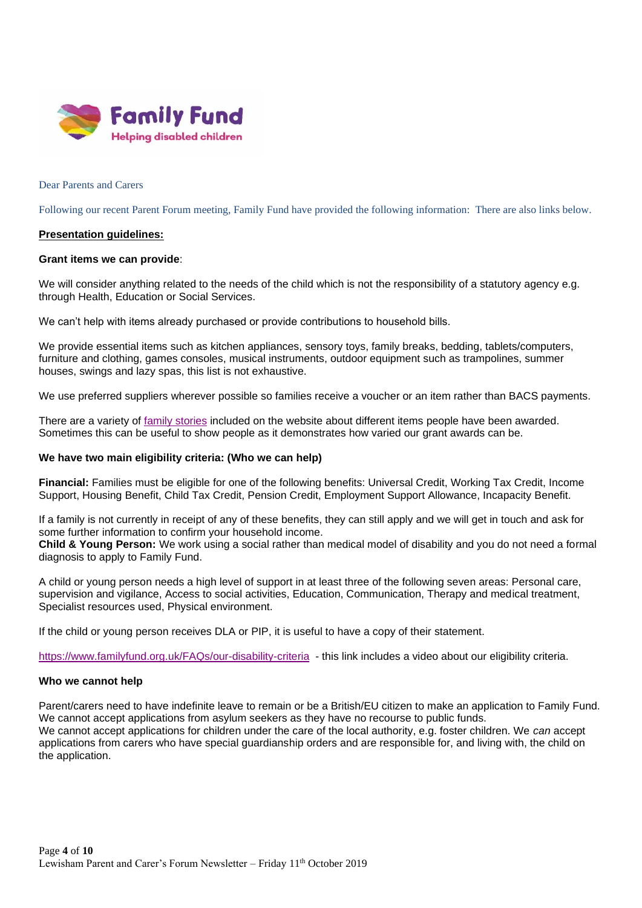**Family Fund**
**Helping disabled children**

Dear Parents and Carers

Following our recent Parent Forum meeting, Family Fund have provided the following information: There are also links below.

**Presentation guidelines:**

**Grant items we can provide**:

We will consider anything related to the needs of the child which is not the responsibility of a statutory agency e.g. through Health, Education or Social Services.

We can't help with items already purchased or provide contributions to household bills.

We provide essential items such as kitchen appliances, sensory toys, family breaks, bedding, tablets/computers, furniture and clothing, games consoles, musical instruments, outdoor equipment such as trampolines, summer houses, swings and lazy spas, this list is not exhaustive.

We use preferred suppliers wherever possible so families receive a voucher or an item rather than BACS payments.

There are a variety of family stories included on the website about different items people have been awarded. Sometimes this can be useful to show people as it demonstrates how varied our grant awards can be.

**We have two main eligibility criteria: (Who we can help)**

**Financial:** Families must be eligible for one of the following benefits: Universal Credit, Working Tax Credit, Income Support, Housing Benefit, Child Tax Credit, Pension Credit, Employment Support Allowance, Incapacity Benefit.

If a family is not currently in receipt of any of these benefits, they can still apply and we will get in touch and ask for some further information to confirm your household income.

**Child & Young Person:** We work using a social rather than medical model of disability and you do not need a formal diagnosis to apply to Family Fund.

A child or young person needs a high level of support in at least three of the following seven areas: Personal care, supervision and vigilance, Access to social activities, Education, Communication, Therapy and medical treatment, Specialist resources used, Physical environment.

If the child or young person receives DLA or PIP, it is useful to have a copy of their statement.

https://www.familyfund.org.uk/FAQs/our-disability-criteria - this link includes a video about our eligibility criteria.

**Who we cannot help**

Parent/carers need to have indefinite leave to remain or be a British/EU citizen to make an application to Family Fund. We cannot accept applications from asylum seekers as they have no recourse to public funds.

We cannot accept applications for children under the care of the local authority, e.g. foster children. We *can* accept applications from carers who have special guardianship orders and are responsible for, and living with, the child on the application.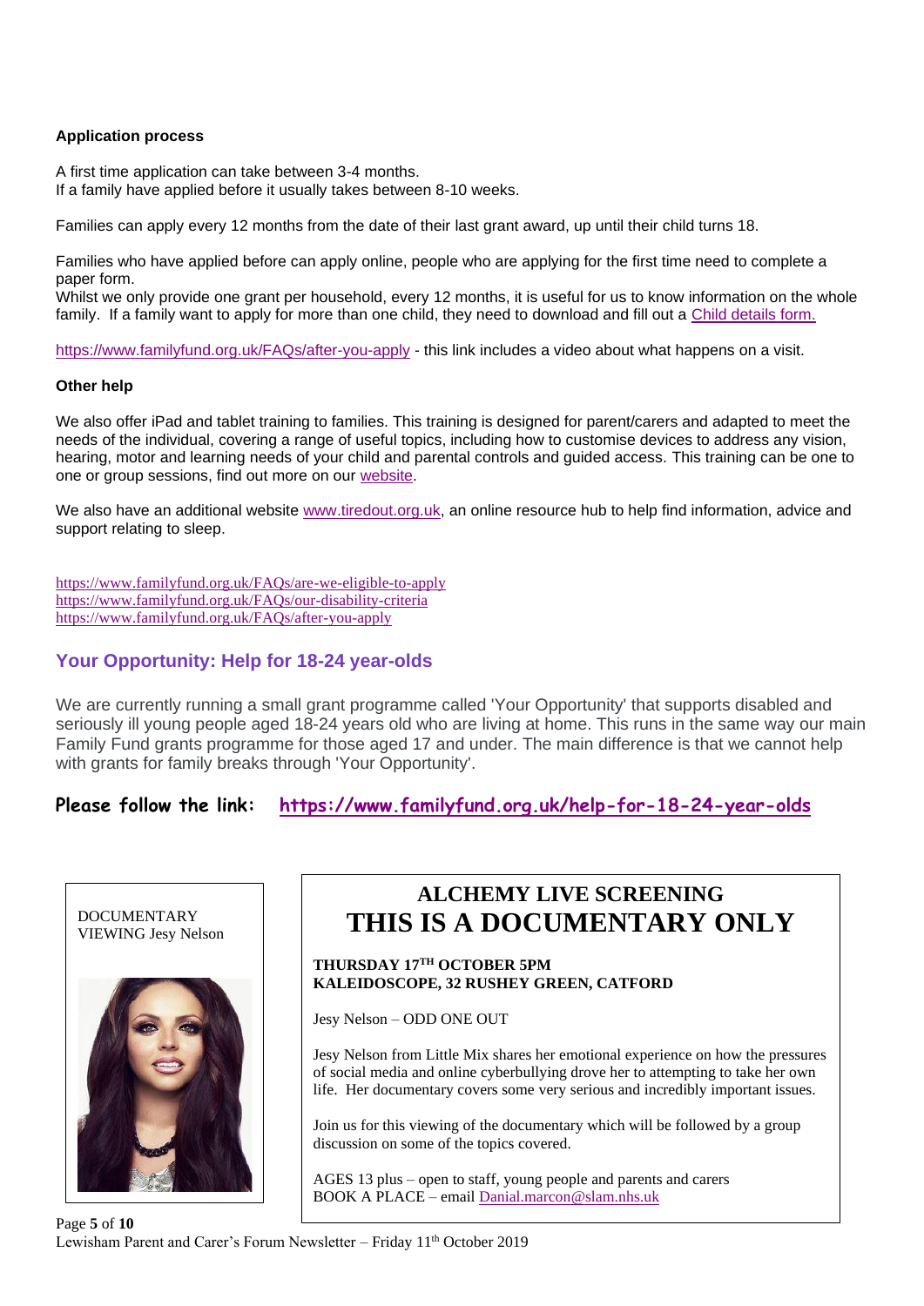**Application process**

A first time application can take between 3-4 months.
If a family have applied before it usually takes between 8-10 weeks.

Families can apply every 12 months from the date of their last grant award, up until their child turns 18.

Families who have applied before can apply online, people who are applying for the first time need to complete a paper form.
Whilst we only provide one grant per household, every 12 months, it is useful for us to know information on the whole family. If a family want to apply for more than one child, they need to download and fill out a Child details form.

https://www.familyfund.org.uk/FAQs/after-you-apply - this link includes a video about what happens on a visit.

**Other help**

We also offer iPad and tablet training to families. This training is designed for parent/carers and adapted to meet the needs of the individual, covering a range of useful topics, including how to customise devices to address any vision, hearing, motor and learning needs of your child and parental controls and guided access. This training can be one to one or group sessions, find out more on our website.

We also have an additional website www.tiredout.org.uk, an online resource hub to help find information, advice and support relating to sleep.

https://www.familyfund.org.uk/FAQs/are-we-eligible-to-apply
https://www.familyfund.org.uk/FAQs/our-disability-criteria
https://www.familyfund.org.uk/FAQs/after-you-apply

## Your Opportunity: Help for 18-24 year-olds

We are currently running a small grant programme called 'Your Opportunity' that supports disabled and seriously ill young people aged 18-24 years old who are living at home. This runs in the same way our main Family Fund grants programme for those aged 17 and under. The main difference is that we cannot help with grants for family breaks through 'Your Opportunity'.

**Please follow the link: https://www.familyfund.org.uk/help-for-18-24-year-olds**

DOCUMENTARY VIEWING Jesy Nelson

## ALCHEMY LIVE SCREENING
## THIS IS A DOCUMENTARY ONLY

**THURSDAY 17TH OCTOBER 5PM**
**KALEIDOSCOPE, 32 RUSHEY GREEN, CATFORD**

Jesy Nelson – ODD ONE OUT

Jesy Nelson from Little Mix shares her emotional experience on how the pressures of social media and online cyberbullying drove her to attempting to take her own life. Her documentary covers some very serious and incredibly important issues.

Join us for this viewing of the documentary which will be followed by a group discussion on some of the topics covered.

AGES 13 plus – open to staff, young people and parents and carers
BOOK A PLACE – email Danial.marcon@slam.nhs.uk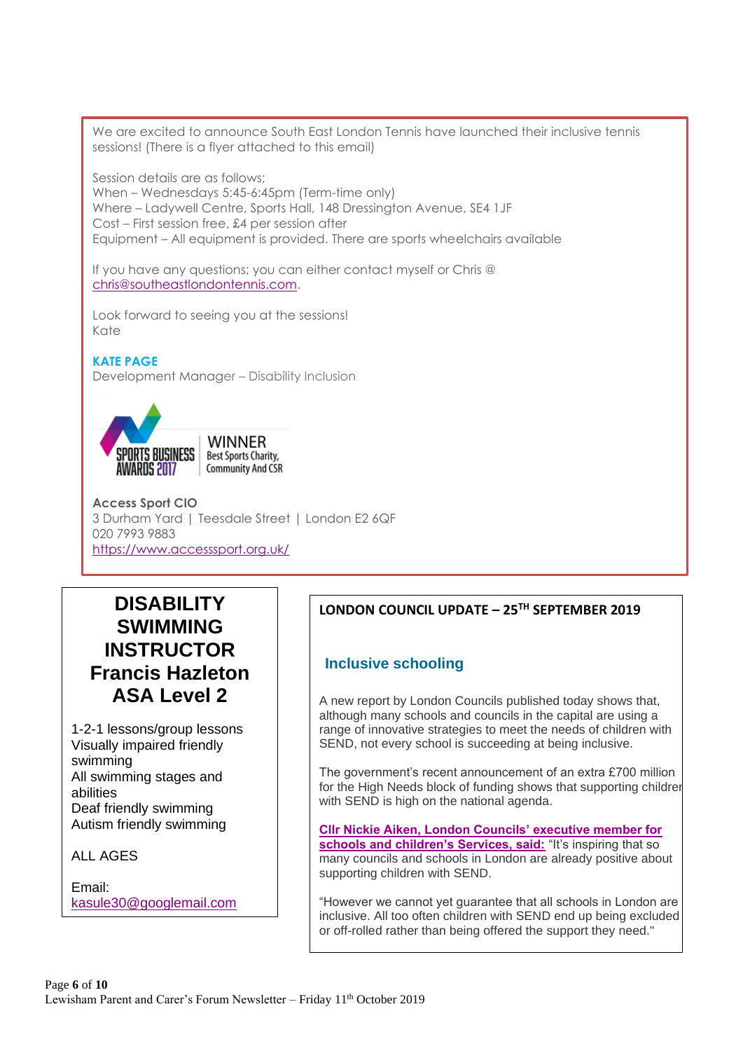We are excited to announce South East London Tennis have launched their inclusive tennis sessions! (There is a flyer attached to this email)

Session details are as follows;
When – Wednesdays 5:45-6:45pm (Term-time only)
Where – Ladywell Centre, Sports Hall, 148 Dressington Avenue, SE4 1JF
Cost – First session free, £4 per session after
Equipment – All equipment is provided. There are sports wheelchairs available

If you have any questions; you can either contact myself or Chris @ chris@southeastlondontennis.com.

Look forward to seeing you at the sessions!
Kate

**KATE PAGE**
Development Manager – Disability Inclusion

SPORTS BUSINESS AWARDS 2017 | WINNER Best Sports Charity, Community And CSR

**Access Sport CIO**
3 Durham Yard | Teesdale Street | London E2 6QF
020 7993 9883
https://www.accesssport.org.uk/

# DISABILITY SWIMMING INSTRUCTOR Francis Hazleton ASA Level 2

1-2-1 lessons/group lessons
Visually impaired friendly swimming
All swimming stages and abilities
Deaf friendly swimming
Autism friendly swimming

ALL AGES

Email:
kasule30@googlemail.com

## LONDON COUNCIL UPDATE – 25TH SEPTEMBER 2019

### Inclusive schooling

A new report by London Councils published today shows that, although many schools and councils in the capital are using a range of innovative strategies to meet the needs of children with SEND, not every school is succeeding at being inclusive.

The government's recent announcement of an extra £700 million for the High Needs block of funding shows that supporting children with SEND is high on the national agenda.

**Cllr Nickie Aiken, London Councils' executive member for schools and children's Services, said:** "It's inspiring that so many councils and schools in London are already positive about supporting children with SEND.

"However we cannot yet guarantee that all schools in London are inclusive. All too often children with SEND end up being excluded or off-rolled rather than being offered the support they need."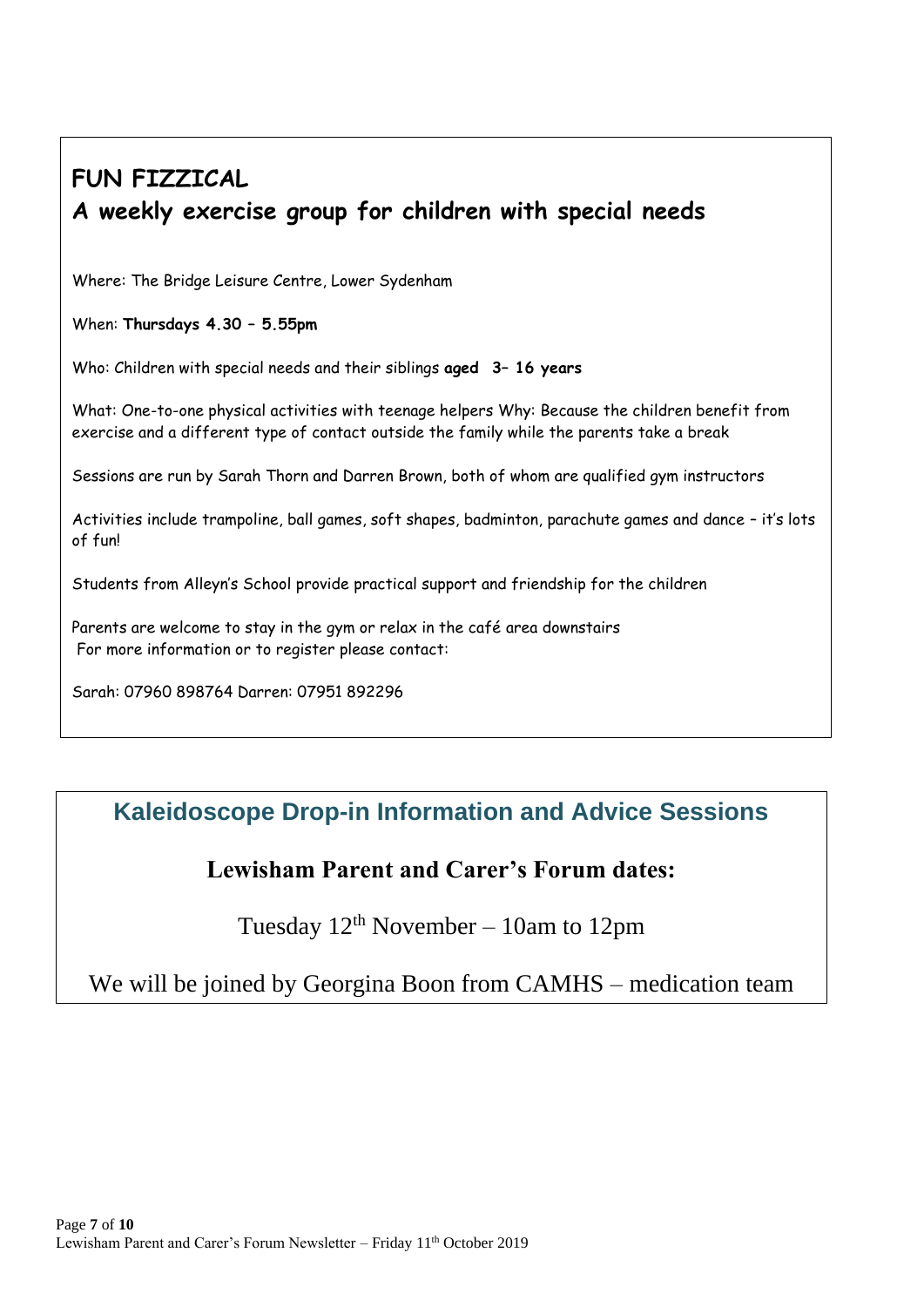## FUN FIZZICAL

## A weekly exercise group for children with special needs

Where: The Bridge Leisure Centre, Lower Sydenham

When: **Thursdays 4.30 – 5.55pm**

Who: Children with special needs and their siblings **aged 3– 16 years**

What: One-to-one physical activities with teenage helpers Why: Because the children benefit from exercise and a different type of contact outside the family while the parents take a break

Sessions are run by Sarah Thorn and Darren Brown, both of whom are qualified gym instructors

Activities include trampoline, ball games, soft shapes, badminton, parachute games and dance – it's lots of fun!

Students from Alleyn's School provide practical support and friendship for the children

Parents are welcome to stay in the gym or relax in the café area downstairs
For more information or to register please contact:

Sarah: 07960 898764 Darren: 07951 892296

## Kaleidoscope Drop-in Information and Advice Sessions

### Lewisham Parent and Carer's Forum dates:

Tuesday 12th November – 10am to 12pm

We will be joined by Georgina Boon from CAMHS – medication team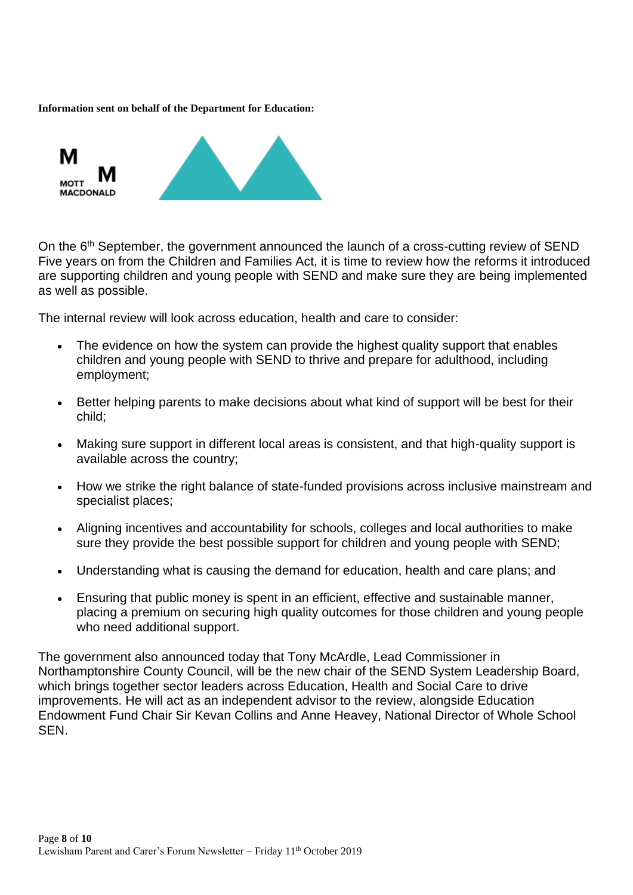**Information sent on behalf of the Department for Education:**

MOTT MACDONALD

On the 6th September, the government announced the launch of a cross-cutting review of SEND Five years on from the Children and Families Act, it is time to review how the reforms it introduced are supporting children and young people with SEND and make sure they are being implemented as well as possible.

The internal review will look across education, health and care to consider:

- The evidence on how the system can provide the highest quality support that enables children and young people with SEND to thrive and prepare for adulthood, including employment;
- Better helping parents to make decisions about what kind of support will be best for their child;
- Making sure support in different local areas is consistent, and that high-quality support is available across the country;
- How we strike the right balance of state-funded provisions across inclusive mainstream and specialist places;
- Aligning incentives and accountability for schools, colleges and local authorities to make sure they provide the best possible support for children and young people with SEND;
- Understanding what is causing the demand for education, health and care plans; and
- Ensuring that public money is spent in an efficient, effective and sustainable manner, placing a premium on securing high quality outcomes for those children and young people who need additional support.

The government also announced today that Tony McArdle, Lead Commissioner in Northamptonshire County Council, will be the new chair of the SEND System Leadership Board, which brings together sector leaders across Education, Health and Social Care to drive improvements. He will act as an independent advisor to the review, alongside Education Endowment Fund Chair Sir Kevan Collins and Anne Heavey, National Director of Whole School SEN.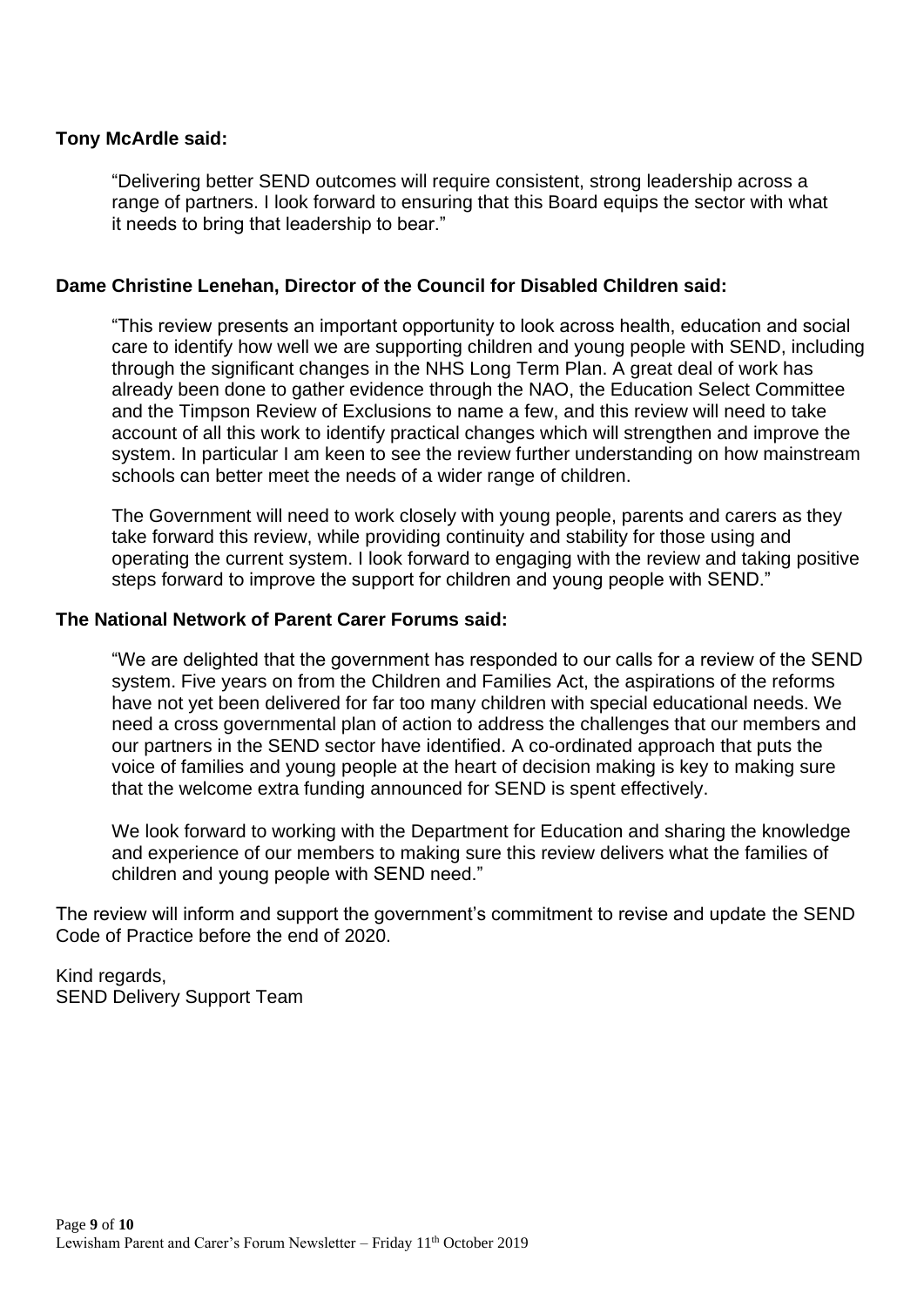**Tony McArdle said:**

> "Delivering better SEND outcomes will require consistent, strong leadership across a range of partners. I look forward to ensuring that this Board equips the sector with what it needs to bring that leadership to bear."

**Dame Christine Lenehan, Director of the Council for Disabled Children said:**

> "This review presents an important opportunity to look across health, education and social care to identify how well we are supporting children and young people with SEND, including through the significant changes in the NHS Long Term Plan. A great deal of work has already been done to gather evidence through the NAO, the Education Select Committee and the Timpson Review of Exclusions to name a few, and this review will need to take account of all this work to identify practical changes which will strengthen and improve the system. In particular I am keen to see the review further understanding on how mainstream schools can better meet the needs of a wider range of children.
>
> The Government will need to work closely with young people, parents and carers as they take forward this review, while providing continuity and stability for those using and operating the current system. I look forward to engaging with the review and taking positive steps forward to improve the support for children and young people with SEND."

**The National Network of Parent Carer Forums said:**

> "We are delighted that the government has responded to our calls for a review of the SEND system. Five years on from the Children and Families Act, the aspirations of the reforms have not yet been delivered for far too many children with special educational needs. We need a cross governmental plan of action to address the challenges that our members and our partners in the SEND sector have identified. A co-ordinated approach that puts the voice of families and young people at the heart of decision making is key to making sure that the welcome extra funding announced for SEND is spent effectively.
>
> We look forward to working with the Department for Education and sharing the knowledge and experience of our members to making sure this review delivers what the families of children and young people with SEND need."

The review will inform and support the government's commitment to revise and update the SEND Code of Practice before the end of 2020.

Kind regards,
SEND Delivery Support Team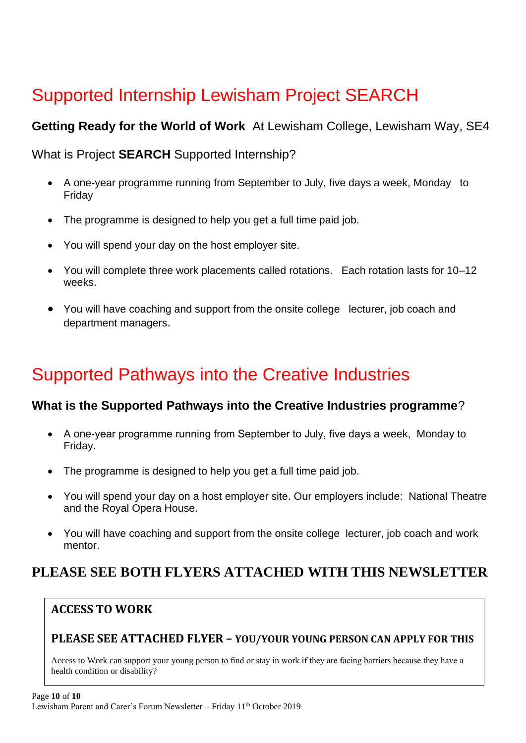# Supported Internship Lewisham Project SEARCH

**Getting Ready for the World of Work** At Lewisham College, Lewisham Way, SE4

What is Project **SEARCH** Supported Internship?

- A one-year programme running from September to July, five days a week, Monday to Friday
- The programme is designed to help you get a full time paid job.
- You will spend your day on the host employer site.
- You will complete three work placements called rotations. Each rotation lasts for 10–12 weeks.
- You will have coaching and support from the onsite college lecturer, job coach and department managers.

# Supported Pathways into the Creative Industries

### What is the Supported Pathways into the Creative Industries programme?

- A one-year programme running from September to July, five days a week, Monday to Friday.
- The programme is designed to help you get a full time paid job.
- You will spend your day on a host employer site. Our employers include: National Theatre and the Royal Opera House.
- You will have coaching and support from the onsite college lecturer, job coach and work mentor.

## PLEASE SEE BOTH FLYERS ATTACHED WITH THIS NEWSLETTER

**ACCESS TO WORK**

**PLEASE SEE ATTACHED FLYER – YOU/YOUR YOUNG PERSON CAN APPLY FOR THIS**

Access to Work can support your young person to find or stay in work if they are facing barriers because they have a health condition or disability?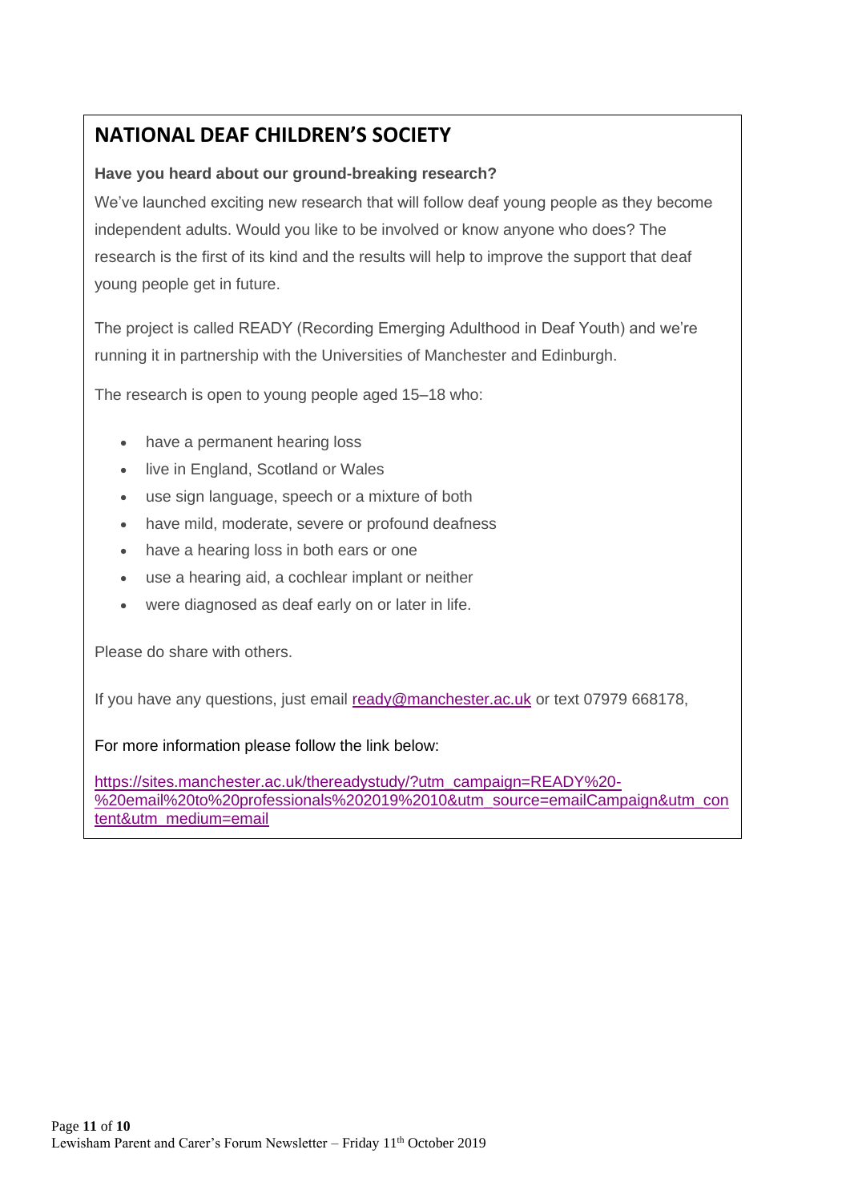## NATIONAL DEAF CHILDREN'S SOCIETY

**Have you heard about our ground-breaking research?**

We've launched exciting new research that will follow deaf young people as they become independent adults. Would you like to be involved or know anyone who does? The research is the first of its kind and the results will help to improve the support that deaf young people get in future.

The project is called READY (Recording Emerging Adulthood in Deaf Youth) and we're running it in partnership with the Universities of Manchester and Edinburgh.

The research is open to young people aged 15–18 who:

- have a permanent hearing loss
- live in England, Scotland or Wales
- use sign language, speech or a mixture of both
- have mild, moderate, severe or profound deafness
- have a hearing loss in both ears or one
- use a hearing aid, a cochlear implant or neither
- were diagnosed as deaf early on or later in life.

Please do share with others.

If you have any questions, just email ready@manchester.ac.uk or text 07979 668178,

For more information please follow the link below:

https://sites.manchester.ac.uk/thereadystudy/?utm_campaign=READY%20-%20email%20to%20professionals%202019%2010&utm_source=emailCampaign&utm_content&utm_medium=email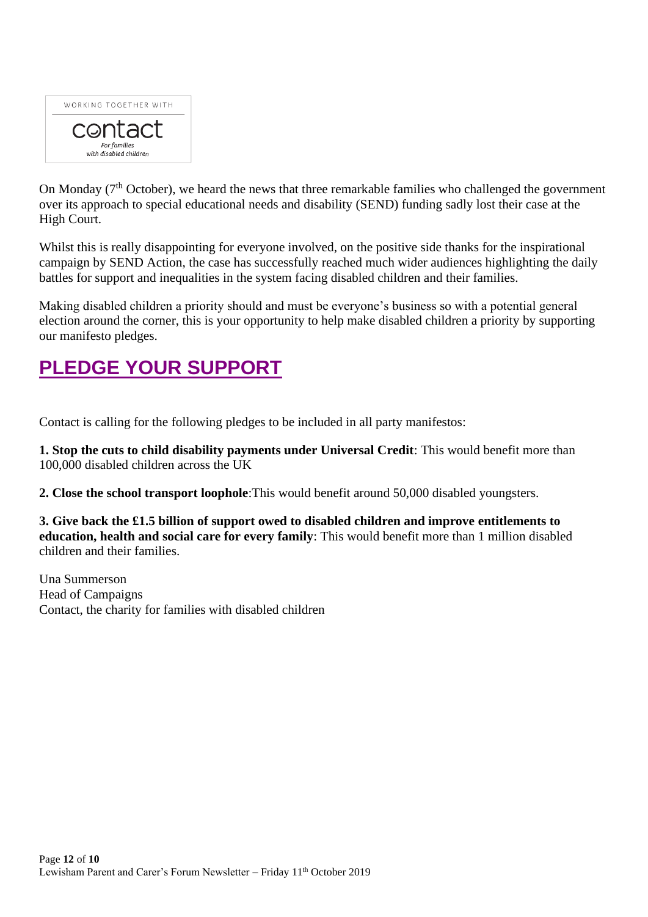WORKING TOGETHER WITH

contact
*For families with disabled children*

On Monday (7th October), we heard the news that three remarkable families who challenged the government over its approach to special educational needs and disability (SEND) funding sadly lost their case at the High Court.

Whilst this is really disappointing for everyone involved, on the positive side thanks for the inspirational campaign by SEND Action, the case has successfully reached much wider audiences highlighting the daily battles for support and inequalities in the system facing disabled children and their families.

Making disabled children a priority should and must be everyone's business so with a potential general election around the corner, this is your opportunity to help make disabled children a priority by supporting our manifesto pledges.

## PLEDGE YOUR SUPPORT

Contact is calling for the following pledges to be included in all party manifestos:

**1. Stop the cuts to child disability payments under Universal Credit**: This would benefit more than 100,000 disabled children across the UK

**2. Close the school transport loophole**:This would benefit around 50,000 disabled youngsters.

**3. Give back the £1.5 billion of support owed to disabled children and improve entitlements to education, health and social care for every family**: This would benefit more than 1 million disabled children and their families.

Una Summerson
Head of Campaigns
Contact, the charity for families with disabled children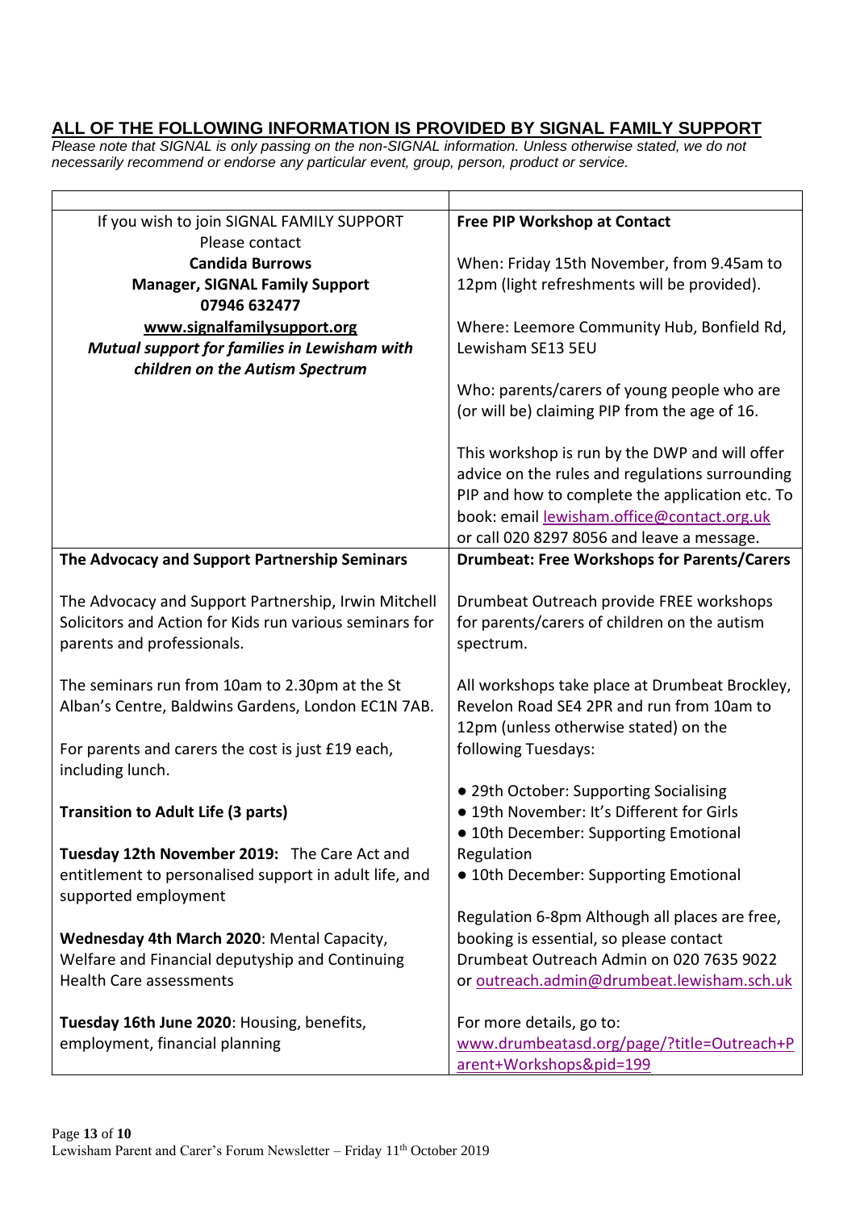## ALL OF THE FOLLOWING INFORMATION IS PROVIDED BY SIGNAL FAMILY SUPPORT

*Please note that SIGNAL is only passing on the non-SIGNAL information. Unless otherwise stated, we do not necessarily recommend or endorse any particular event, group, person, product or service.*

If you wish to join SIGNAL FAMILY SUPPORT
Please contact
**Candida Burrows**
**Manager, SIGNAL Family Support**
**07946 632477**
**www.signalfamilysupport.org**
***Mutual support for families in Lewisham with children on the Autism Spectrum***

**Free PIP Workshop at Contact**

When: Friday 15th November, from 9.45am to 12pm (light refreshments will be provided).

Where: Leemore Community Hub, Bonfield Rd, Lewisham SE13 5EU

Who: parents/carers of young people who are (or will be) claiming PIP from the age of 16.

This workshop is run by the DWP and will offer advice on the rules and regulations surrounding PIP and how to complete the application etc. To book: email lewisham.office@contact.org.uk or call 020 8297 8056 and leave a message.

**The Advocacy and Support Partnership Seminars**

The Advocacy and Support Partnership, Irwin Mitchell Solicitors and Action for Kids run various seminars for parents and professionals.

The seminars run from 10am to 2.30pm at the St Alban's Centre, Baldwins Gardens, London EC1N 7AB.

For parents and carers the cost is just £19 each, including lunch.

**Transition to Adult Life (3 parts)**

**Tuesday 12th November 2019:** The Care Act and entitlement to personalised support in adult life, and supported employment

**Wednesday 4th March 2020**: Mental Capacity, Welfare and Financial deputyship and Continuing Health Care assessments

**Tuesday 16th June 2020**: Housing, benefits, employment, financial planning

**Drumbeat: Free Workshops for Parents/Carers**

Drumbeat Outreach provide FREE workshops for parents/carers of children on the autism spectrum.

All workshops take place at Drumbeat Brockley, Revelon Road SE4 2PR and run from 10am to 12pm (unless otherwise stated) on the following Tuesdays:

- 29th October: Supporting Socialising
- 19th November: It's Different for Girls
- 10th December: Supporting Emotional Regulation
- 10th December: Supporting Emotional

Regulation 6-8pm Although all places are free, booking is essential, so please contact Drumbeat Outreach Admin on 020 7635 9022 or outreach.admin@drumbeat.lewisham.sch.uk

For more details, go to:
www.drumbeatasd.org/page/?title=Outreach+Parent+Workshops&pid=199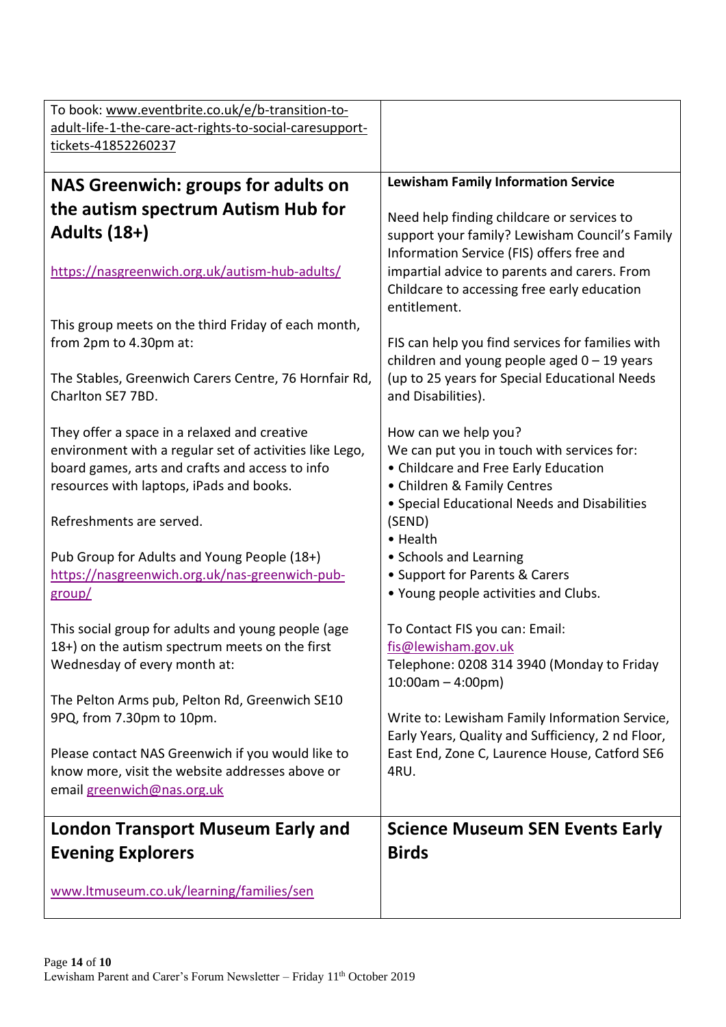To book: www.eventbrite.co.uk/e/b-transition-to-adult-life-1-the-care-act-rights-to-social-caresupport-tickets-41852260237

## NAS Greenwich: groups for adults on the autism spectrum Autism Hub for Adults (18+)

https://nasgreenwich.org.uk/autism-hub-adults/

This group meets on the third Friday of each month, from 2pm to 4.30pm at:

The Stables, Greenwich Carers Centre, 76 Hornfair Rd, Charlton SE7 7BD.

They offer a space in a relaxed and creative environment with a regular set of activities like Lego, board games, arts and crafts and access to info resources with laptops, iPads and books.

Refreshments are served.

Pub Group for Adults and Young People (18+)
https://nasgreenwich.org.uk/nas-greenwich-pub-group/

This social group for adults and young people (age 18+) on the autism spectrum meets on the first Wednesday of every month at:

The Pelton Arms pub, Pelton Rd, Greenwich SE10 9PQ, from 7.30pm to 10pm.

Please contact NAS Greenwich if you would like to know more, visit the website addresses above or email greenwich@nas.org.uk

**Lewisham Family Information Service**

Need help finding childcare or services to support your family? Lewisham Council's Family Information Service (FIS) offers free and impartial advice to parents and carers. From Childcare to accessing free early education entitlement.

FIS can help you find services for families with children and young people aged 0 – 19 years (up to 25 years for Special Educational Needs and Disabilities).

How can we help you?
We can put you in touch with services for:
- Childcare and Free Early Education
- Children & Family Centres
- Special Educational Needs and Disabilities (SEND)
- Health
- Schools and Learning
- Support for Parents & Carers
- Young people activities and Clubs.

To Contact FIS you can: Email: fis@lewisham.gov.uk
Telephone: 0208 314 3940 (Monday to Friday 10:00am – 4:00pm)

Write to: Lewisham Family Information Service, Early Years, Quality and Sufficiency, 2 nd Floor, East End, Zone C, Laurence House, Catford SE6 4RU.

## London Transport Museum Early and Evening Explorers

www.ltmuseum.co.uk/learning/families/sen

## Science Museum SEN Events Early Birds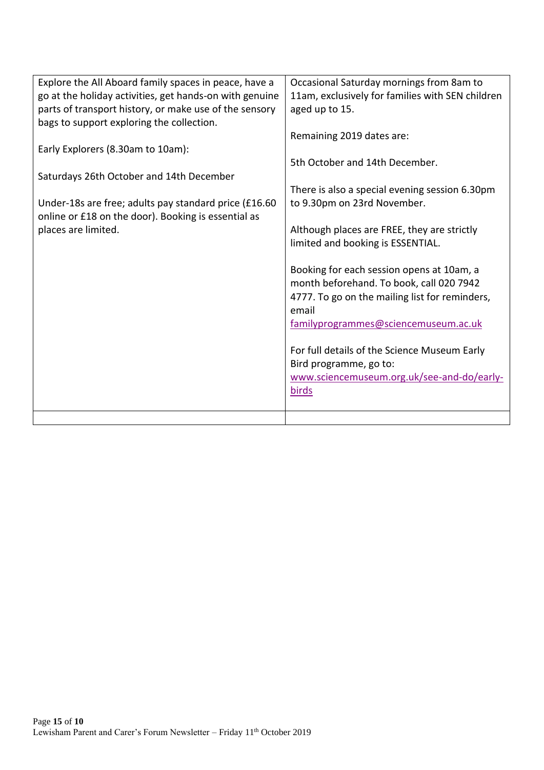| | |
|---|---|
| Explore the All Aboard family spaces in peace, have a go at the holiday activities, get hands-on with genuine parts of transport history, or make use of the sensory bags to support exploring the collection.<br><br>Early Explorers (8.30am to 10am):<br><br>Saturdays 26th October and 14th December<br><br>Under-18s are free; adults pay standard price (£16.60 online or £18 on the door). Booking is essential as places are limited. | Occasional Saturday mornings from 8am to 11am, exclusively for families with SEN children aged up to 15.<br><br>Remaining 2019 dates are:<br><br>5th October and 14th December.<br><br>There is also a special evening session 6.30pm to 9.30pm on 23rd November.<br><br>Although places are FREE, they are strictly limited and booking is ESSENTIAL.<br><br>Booking for each session opens at 10am, a month beforehand. To book, call 020 7942 4777. To go on the mailing list for reminders, email familyprogrammes@sciencemuseum.ac.uk<br><br>For full details of the Science Museum Early Bird programme, go to: www.sciencemuseum.org.uk/see-and-do/early-birds |
| | |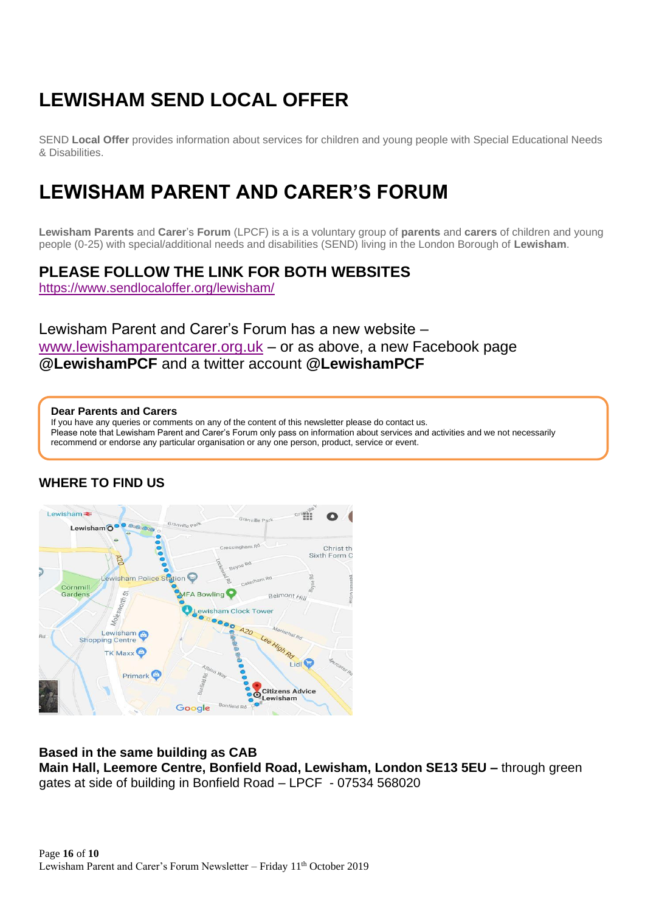# LEWISHAM SEND LOCAL OFFER

SEND **Local Offer** provides information about services for children and young people with Special Educational Needs & Disabilities.

# LEWISHAM PARENT AND CARER'S FORUM

**Lewisham Parents** and **Carer**'s **Forum** (LPCF) is a is a voluntary group of **parents** and **carers** of children and young people (0-25) with special/additional needs and disabilities (SEND) living in the London Borough of **Lewisham**.

## PLEASE FOLLOW THE LINK FOR BOTH WEBSITES

https://www.sendlocaloffer.org/lewisham/

Lewisham Parent and Carer's Forum has a new website – www.lewishamparentcarer.org.uk – or as above, a new Facebook page **@LewishamPCF** and a twitter account @**LewishamPCF**

**Dear Parents and Carers**
If you have any queries or comments on any of the content of this newsletter please do contact us.
Please note that Lewisham Parent and Carer's Forum only pass on information about services and activities and we not necessarily recommend or endorse any particular organisation or any one person, product, service or event.

### WHERE TO FIND US

**Based in the same building as CAB**
**Main Hall, Leemore Centre, Bonfield Road, Lewisham, London SE13 5EU –** through green gates at side of building in Bonfield Road – LPCF - 07534 568020